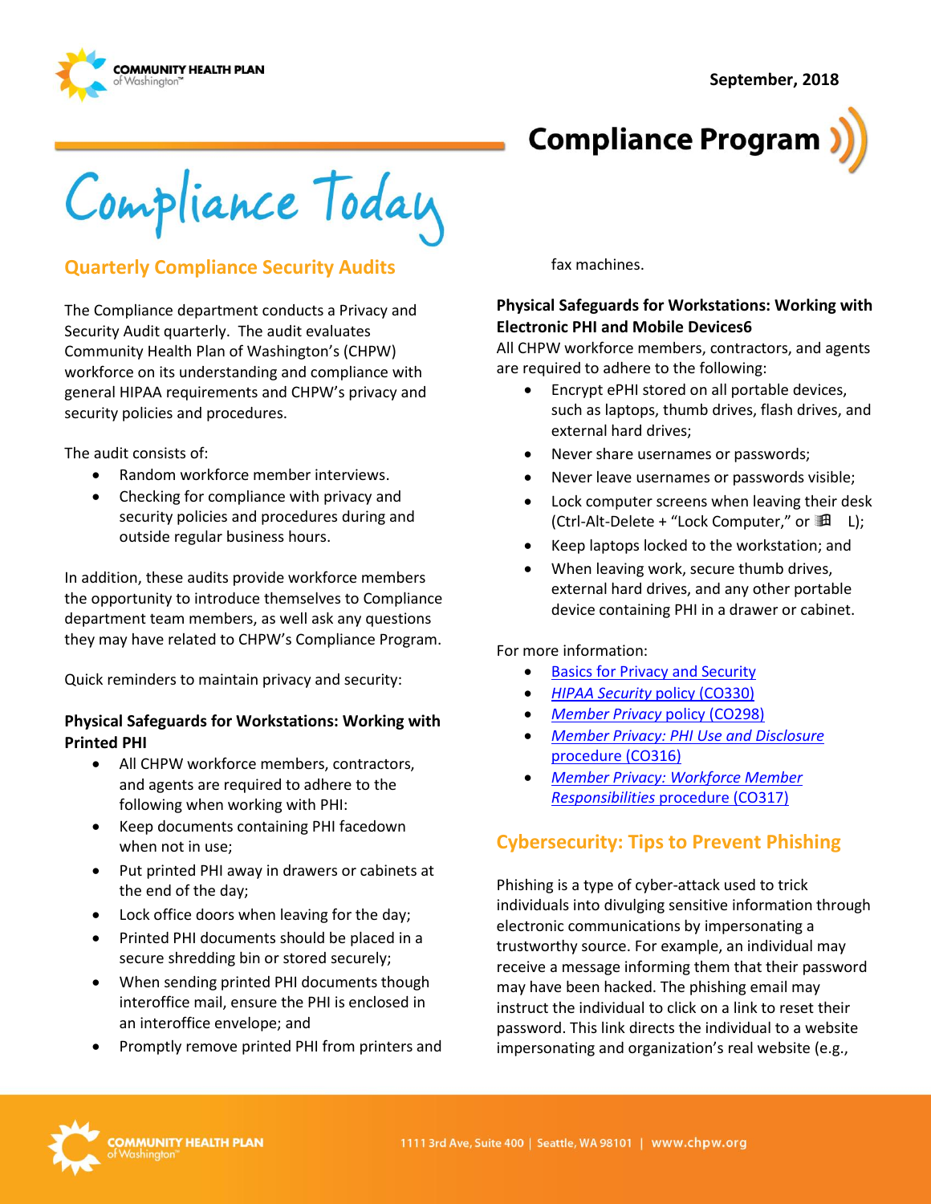September, 2018

# Compliance Program

# Compliance Today

## Quarterly Compliance Security Audits

The Compliance department conducts a Privacy and Security Audit quarterly. The audit evaluates Community Health Plan of Washington's (CHPW) workforce on its understanding and compliance with general HIPAA requirements and CHPW's privacy and security policies and procedures.

The audit consists of:

- Random workforce member interviews.
- Checking for compliance with privacy and security policies and procedures during and outside regular business hours.

In addition, these audits provide workforce members the opportunity to introduce themselves to Compliance department team members, as well ask any questions they may have related to CHPW's Compliance Program.

Quick reminders to maintain privacy and security:

**Physical Safeguards for Workstations: Working with Printed PHI**

- All CHPW workforce members, contractors, and agents are required to adhere to the following when working with PHI:
- Keep documents containing PHI facedown when not in use;
- Put printed PHI away in drawers or cabinets at the end of the day;
- Lock office doors when leaving for the day;
- Printed PHI documents should be placed in a secure shredding bin or stored securely;
- When sending printed PHI documents though interoffice mail, ensure the PHI is enclosed in an interoffice envelope; and
- Promptly remove printed PHI from printers and fax machines.

**Physical Safeguards for Workstations: Working with Electronic PHI and Mobile Devices6**

All CHPW workforce members, contractors, and agents are required to adhere to the following:

- Encrypt ePHI stored on all portable devices, such as laptops, thumb drives, flash drives, and external hard drives;
- Never share usernames or passwords;
- Never leave usernames or passwords visible;
- Lock computer screens when leaving their desk (Ctrl-Alt-Delete + "Lock Computer," or ⊞ L);
- Keep laptops locked to the workstation; and
- When leaving work, secure thumb drives, external hard drives, and any other portable device containing PHI in a drawer or cabinet.

For more information:

- Basics for Privacy and Security
- *HIPAA Security* policy (CO330)
- *Member Privacy* policy (CO298)
- *Member Privacy: PHI Use and Disclosure* procedure (CO316)
- *Member Privacy: Workforce Member Responsibilities* procedure (CO317)

## Cybersecurity: Tips to Prevent Phishing

Phishing is a type of cyber-attack used to trick individuals into divulging sensitive information through electronic communications by impersonating a trustworthy source. For example, an individual may receive a message informing them that their password may have been hacked. The phishing email may instruct the individual to click on a link to reset their password. This link directs the individual to a website impersonating and organization's real website (e.g.,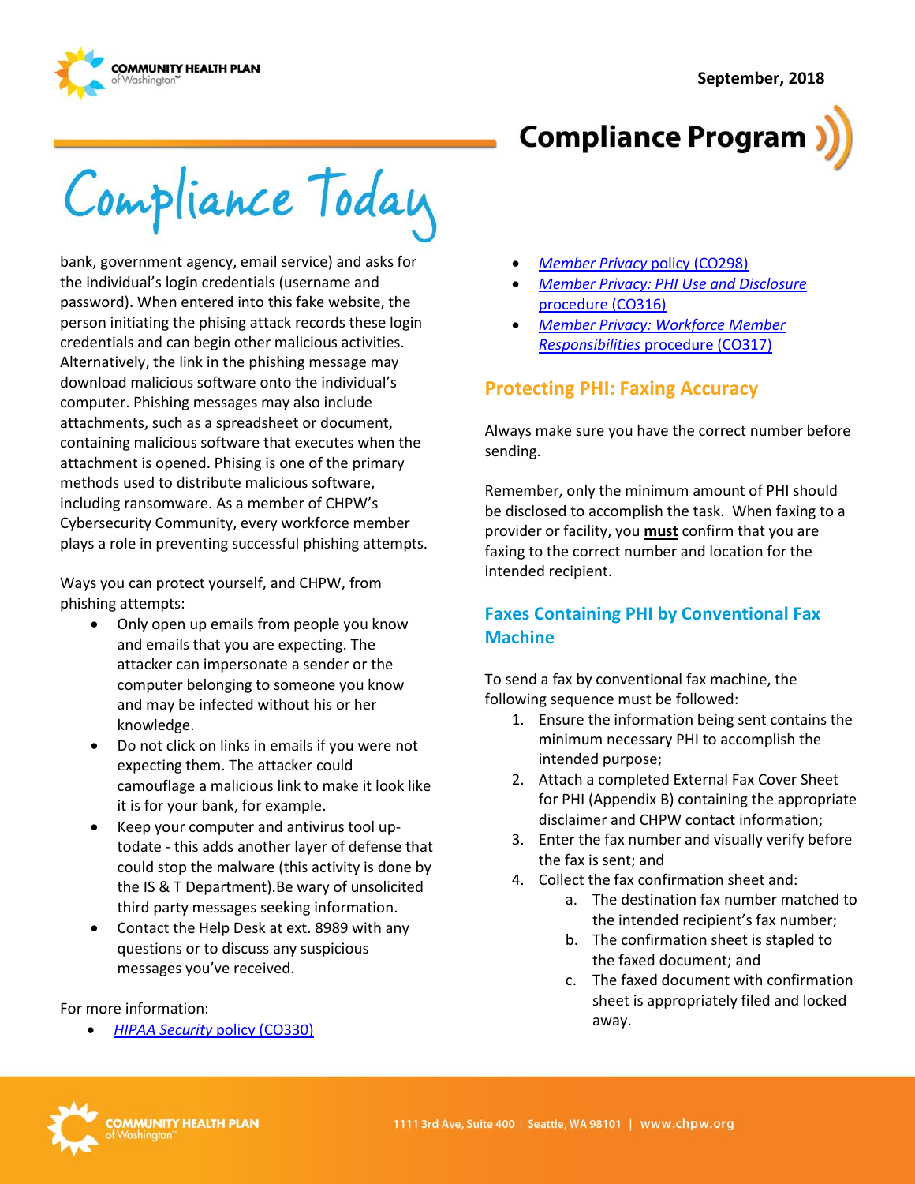bank, government agency, email service) and asks for the individual's login credentials (username and password). When entered into this fake website, the person initiating the phising attack records these login credentials and can begin other malicious activities. Alternatively, the link in the phishing message may download malicious software onto the individual's computer. Phishing messages may also include attachments, such as a spreadsheet or document, containing malicious software that executes when the attachment is opened. Phising is one of the primary methods used to distribute malicious software, including ransomware. As a member of CHPW's Cybersecurity Community, every workforce member plays a role in preventing successful phishing attempts.

Ways you can protect yourself, and CHPW, from phishing attempts:

- Only open up emails from people you know and emails that you are expecting. The attacker can impersonate a sender or the computer belonging to someone you know and may be infected without his or her knowledge.
- Do not click on links in emails if you were not expecting them. The attacker could camouflage a malicious link to make it look like it is for your bank, for example.
- Keep your computer and antivirus tool up-todate - this adds another layer of defense that could stop the malware (this activity is done by the IS & T Department).Be wary of unsolicited third party messages seeking information.
- Contact the Help Desk at ext. 8989 with any questions or to discuss any suspicious messages you've received.

For more information:

- *HIPAA Security* policy (CO330)
- *Member Privacy* policy (CO298)
- *Member Privacy: PHI Use and Disclosure* procedure (CO316)
- *Member Privacy: Workforce Member Responsibilities* procedure (CO317)

## Protecting PHI: Faxing Accuracy

Always make sure you have the correct number before sending.

Remember, only the minimum amount of PHI should be disclosed to accomplish the task. When faxing to a provider or facility, you **must** confirm that you are faxing to the correct number and location for the intended recipient.

## Faxes Containing PHI by Conventional Fax Machine

To send a fax by conventional fax machine, the following sequence must be followed:

1. Ensure the information being sent contains the minimum necessary PHI to accomplish the intended purpose;
2. Attach a completed External Fax Cover Sheet for PHI (Appendix B) containing the appropriate disclaimer and CHPW contact information;
3. Enter the fax number and visually verify before the fax is sent; and
4. Collect the fax confirmation sheet and:
   a. The destination fax number matched to the intended recipient's fax number;
   b. The confirmation sheet is stapled to the faxed document; and
   c. The faxed document with confirmation sheet is appropriately filed and locked away.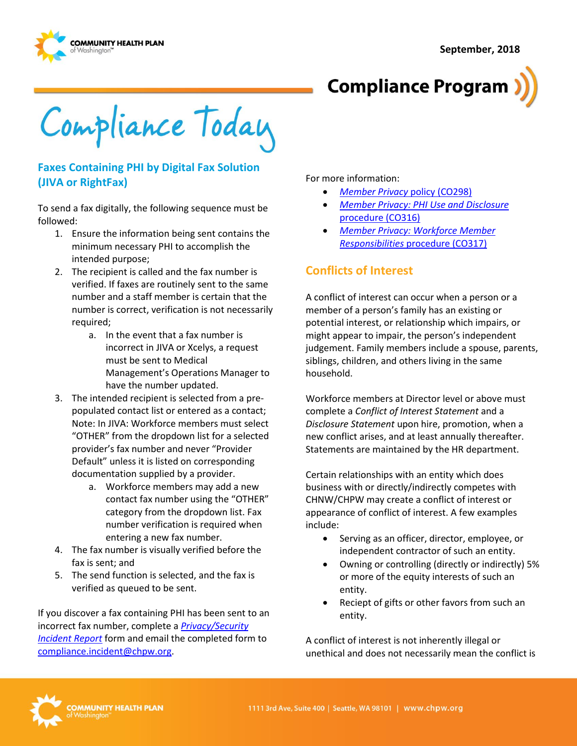# Compliance Today

## Faxes Containing PHI by Digital Fax Solution (JIVA or RightFax)

To send a fax digitally, the following sequence must be followed:

1. Ensure the information being sent contains the minimum necessary PHI to accomplish the intended purpose;
2. The recipient is called and the fax number is verified. If faxes are routinely sent to the same number and a staff member is certain that the number is correct, verification is not necessarily required;
   a. In the event that a fax number is incorrect in JIVA or Xcelys, a request must be sent to Medical Management's Operations Manager to have the number updated.
3. The intended recipient is selected from a pre-populated contact list or entered as a contact; Note: In JIVA: Workforce members must select "OTHER" from the dropdown list for a selected provider's fax number and never "Provider Default" unless it is listed on corresponding documentation supplied by a provider.
   a. Workforce members may add a new contact fax number using the "OTHER" category from the dropdown list. Fax number verification is required when entering a new fax number.
4. The fax number is visually verified before the fax is sent; and
5. The send function is selected, and the fax is verified as queued to be sent.

If you discover a fax containing PHI has been sent to an incorrect fax number, complete a *Privacy/Security Incident Report* form and email the completed form to compliance.incident@chpw.org.

For more information:

- *Member Privacy* policy (CO298)
- *Member Privacy: PHI Use and Disclosure* procedure (CO316)
- *Member Privacy: Workforce Member Responsibilities* procedure (CO317)

## Conflicts of Interest

A conflict of interest can occur when a person or a member of a person's family has an existing or potential interest, or relationship which impairs, or might appear to impair, the person's independent judgement. Family members include a spouse, parents, siblings, children, and others living in the same household.

Workforce members at Director level or above must complete a *Conflict of Interest Statement* and a *Disclosure Statement* upon hire, promotion, when a new conflict arises, and at least annually thereafter. Statements are maintained by the HR department.

Certain relationships with an entity which does business with or directly/indirectly competes with CHNW/CHPW may create a conflict of interest or appearance of conflict of interest. A few examples include:

- Serving as an officer, director, employee, or independent contractor of such an entity.
- Owning or controlling (directly or indirectly) 5% or more of the equity interests of such an entity.
- Reciept of gifts or other favors from such an entity.

A conflict of interest is not inherently illegal or unethical and does not necessarily mean the conflict is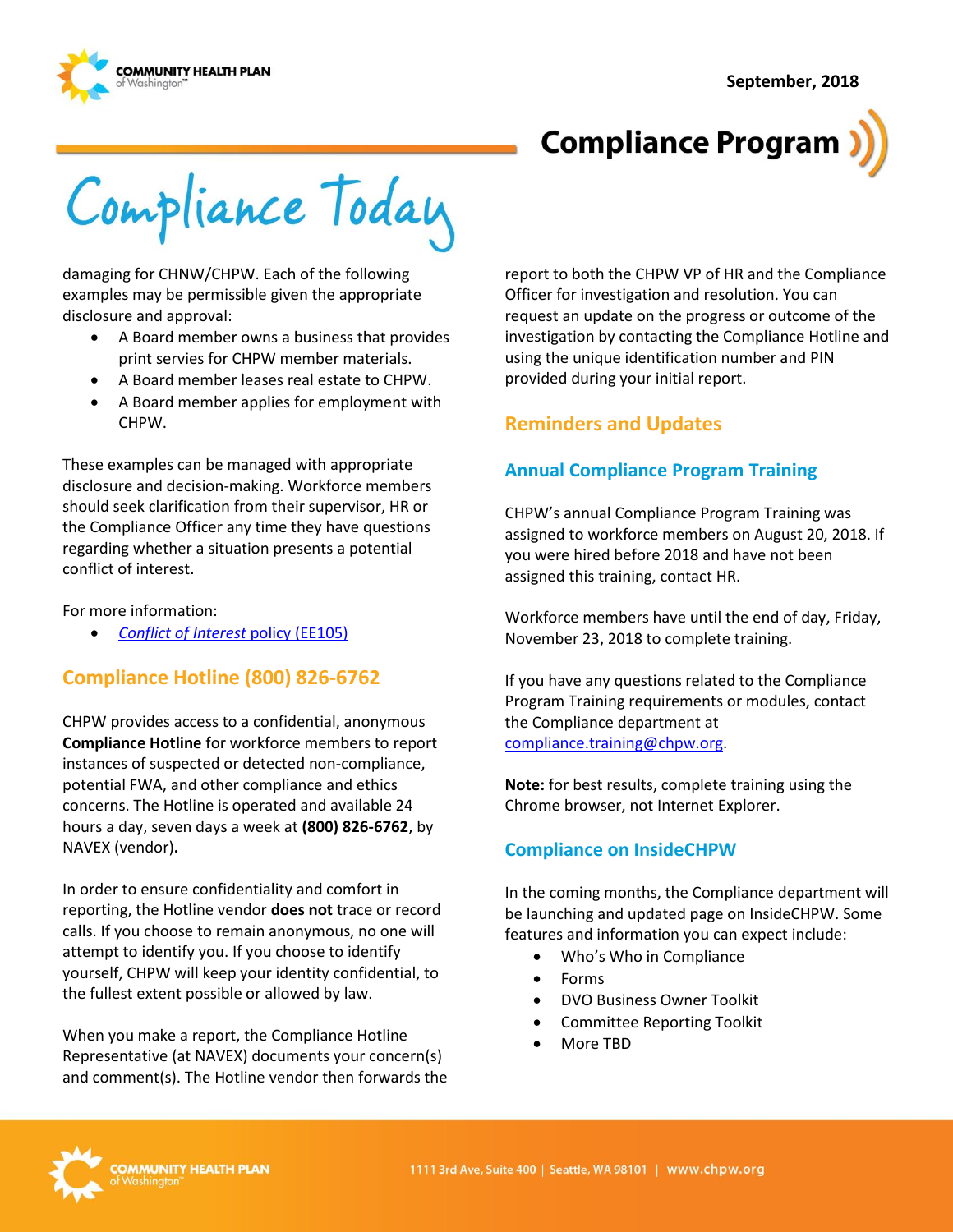damaging for CHNW/CHPW. Each of the following examples may be permissible given the appropriate disclosure and approval:

- A Board member owns a business that provides print servies for CHPW member materials.
- A Board member leases real estate to CHPW.
- A Board member applies for employment with CHPW.

These examples can be managed with appropriate disclosure and decision-making. Workforce members should seek clarification from their supervisor, HR or the Compliance Officer any time they have questions regarding whether a situation presents a potential conflict of interest.

For more information:

- *Conflict of Interest* policy (EE105)

## Compliance Hotline (800) 826-6762

CHPW provides access to a confidential, anonymous **Compliance Hotline** for workforce members to report instances of suspected or detected non-compliance, potential FWA, and other compliance and ethics concerns. The Hotline is operated and available 24 hours a day, seven days a week at **(800) 826-6762**, by NAVEX (vendor)**.**

In order to ensure confidentiality and comfort in reporting, the Hotline vendor **does not** trace or record calls. If you choose to remain anonymous, no one will attempt to identify you. If you choose to identify yourself, CHPW will keep your identity confidential, to the fullest extent possible or allowed by law.

When you make a report, the Compliance Hotline Representative (at NAVEX) documents your concern(s) and comment(s). The Hotline vendor then forwards the report to both the CHPW VP of HR and the Compliance Officer for investigation and resolution. You can request an update on the progress or outcome of the investigation by contacting the Compliance Hotline and using the unique identification number and PIN provided during your initial report.

## Reminders and Updates

### Annual Compliance Program Training

CHPW's annual Compliance Program Training was assigned to workforce members on August 20, 2018. If you were hired before 2018 and have not been assigned this training, contact HR.

Workforce members have until the end of day, Friday, November 23, 2018 to complete training.

If you have any questions related to the Compliance Program Training requirements or modules, contact the Compliance department at compliance.training@chpw.org.

**Note:** for best results, complete training using the Chrome browser, not Internet Explorer.

### Compliance on InsideCHPW

In the coming months, the Compliance department will be launching and updated page on InsideCHPW. Some features and information you can expect include:

- Who's Who in Compliance
- Forms
- DVO Business Owner Toolkit
- Committee Reporting Toolkit
- More TBD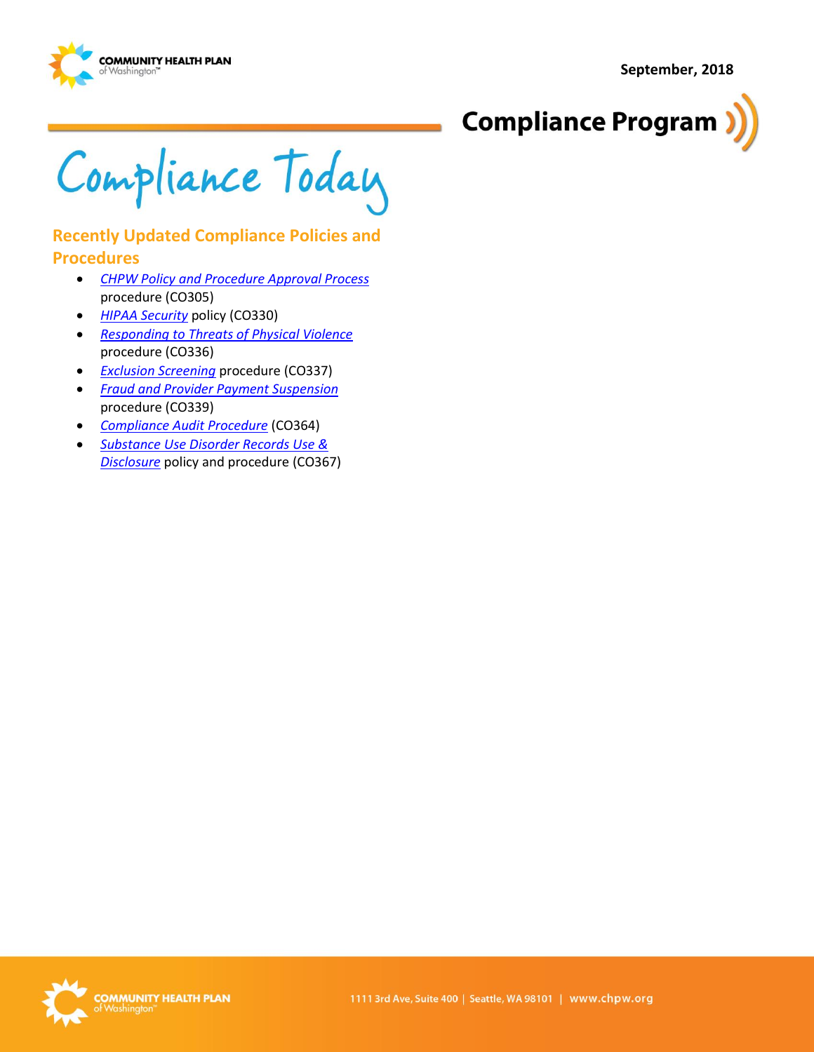## Recently Updated Compliance Policies and Procedures

- *CHPW Policy and Procedure Approval Process* procedure (CO305)
- *HIPAA Security* policy (CO330)
- *Responding to Threats of Physical Violence* procedure (CO336)
- *Exclusion Screening* procedure (CO337)
- *Fraud and Provider Payment Suspension* procedure (CO339)
- *Compliance Audit Procedure* (CO364)
- *Substance Use Disorder Records Use & Disclosure* policy and procedure (CO367)